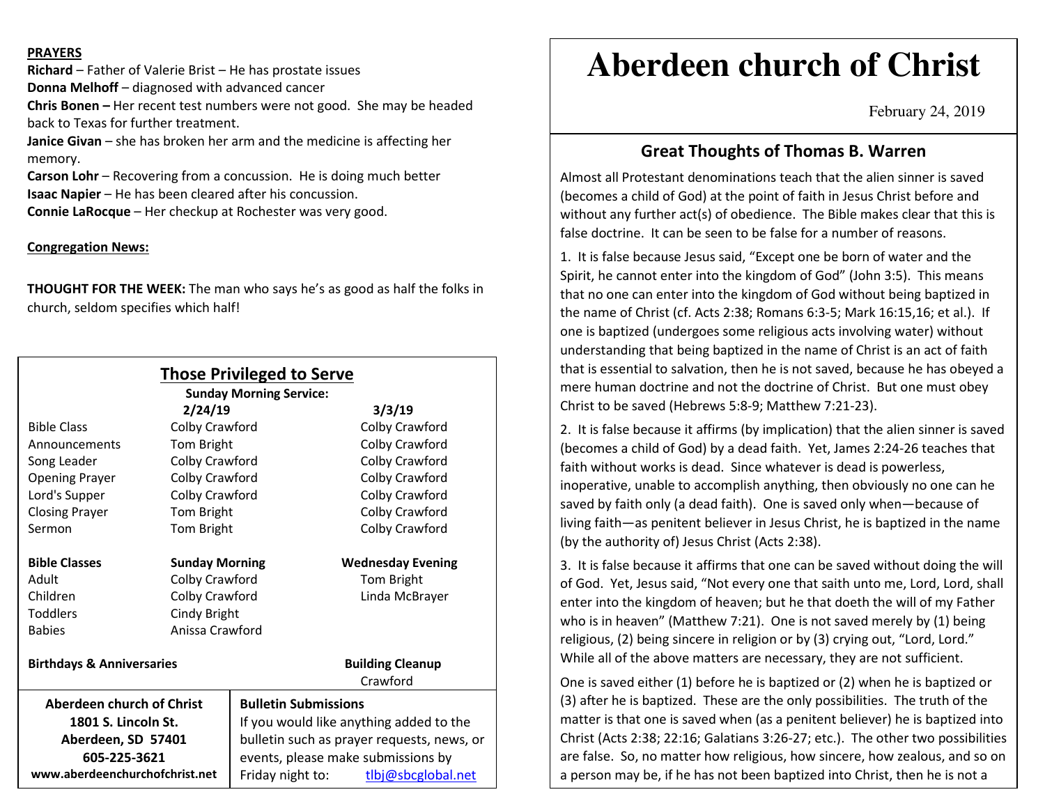**PRAYERS**

**Richard** – Father of Valerie Brist – He has prostate issues
**Donna Melhoff** – diagnosed with advanced cancer
**Chris Bonen –** Her recent test numbers were not good. She may be headed back to Texas for further treatment.
**Janice Givan** – she has broken her arm and the medicine is affecting her memory.
**Carson Lohr** – Recovering from a concussion. He is doing much better
**Isaac Napier** – He has been cleared after his concussion.
**Connie LaRocque** – Her checkup at Rochester was very good.

**Congregation News:**

**THOUGHT FOR THE WEEK:** The man who says he's as good as half the folks in church, seldom specifies which half!

## Those Privileged to Serve

**Sunday Morning Service:**

| | **2/24/19** | **3/3/19** |
|---|---|---|
| Bible Class | Colby Crawford | Colby Crawford |
| Announcements | Tom Bright | Colby Crawford |
| Song Leader | Colby Crawford | Colby Crawford |
| Opening Prayer | Colby Crawford | Colby Crawford |
| Lord's Supper | Colby Crawford | Colby Crawford |
| Closing Prayer | Tom Bright | Colby Crawford |
| Sermon | Tom Bright | Colby Crawford |

| **Bible Classes** | **Sunday Morning** | **Wednesday Evening** |
|---|---|---|
| Adult | Colby Crawford | Tom Bright |
| Children | Colby Crawford | Linda McBrayer |
| Toddlers | Cindy Bright | |
| Babies | Anissa Crawford | |

**Birthdays & Anniversaries**

**Building Cleanup**
Crawford

**Aberdeen church of Christ**
**1801 S. Lincoln St.**
**Aberdeen, SD 57401**
**605-225-3621**
**www.aberdeenchurchofchrist.net**

**Bulletin Submissions**
If you would like anything added to the bulletin such as prayer requests, news, or events, please make submissions by Friday night to: tlbj@sbcglobal.net

# Aberdeen church of Christ

February 24, 2019

## Great Thoughts of Thomas B. Warren

Almost all Protestant denominations teach that the alien sinner is saved (becomes a child of God) at the point of faith in Jesus Christ before and without any further act(s) of obedience. The Bible makes clear that this is false doctrine. It can be seen to be false for a number of reasons.

1. It is false because Jesus said, "Except one be born of water and the Spirit, he cannot enter into the kingdom of God" (John 3:5). This means that no one can enter into the kingdom of God without being baptized in the name of Christ (cf. Acts 2:38; Romans 6:3-5; Mark 16:15,16; et al.). If one is baptized (undergoes some religious acts involving water) without understanding that being baptized in the name of Christ is an act of faith that is essential to salvation, then he is not saved, because he has obeyed a mere human doctrine and not the doctrine of Christ. But one must obey Christ to be saved (Hebrews 5:8-9; Matthew 7:21-23).

2. It is false because it affirms (by implication) that the alien sinner is saved (becomes a child of God) by a dead faith. Yet, James 2:24-26 teaches that faith without works is dead. Since whatever is dead is powerless, inoperative, unable to accomplish anything, then obviously no one can he saved by faith only (a dead faith). One is saved only when—because of living faith—as penitent believer in Jesus Christ, he is baptized in the name (by the authority of) Jesus Christ (Acts 2:38).

3. It is false because it affirms that one can be saved without doing the will of God. Yet, Jesus said, "Not every one that saith unto me, Lord, Lord, shall enter into the kingdom of heaven; but he that doeth the will of my Father who is in heaven" (Matthew 7:21). One is not saved merely by (1) being religious, (2) being sincere in religion or by (3) crying out, "Lord, Lord." While all of the above matters are necessary, they are not sufficient.

One is saved either (1) before he is baptized or (2) when he is baptized or (3) after he is baptized. These are the only possibilities. The truth of the matter is that one is saved when (as a penitent believer) he is baptized into Christ (Acts 2:38; 22:16; Galatians 3:26-27; etc.). The other two possibilities are false. So, no matter how religious, how sincere, how zealous, and so on a person may be, if he has not been baptized into Christ, then he is not a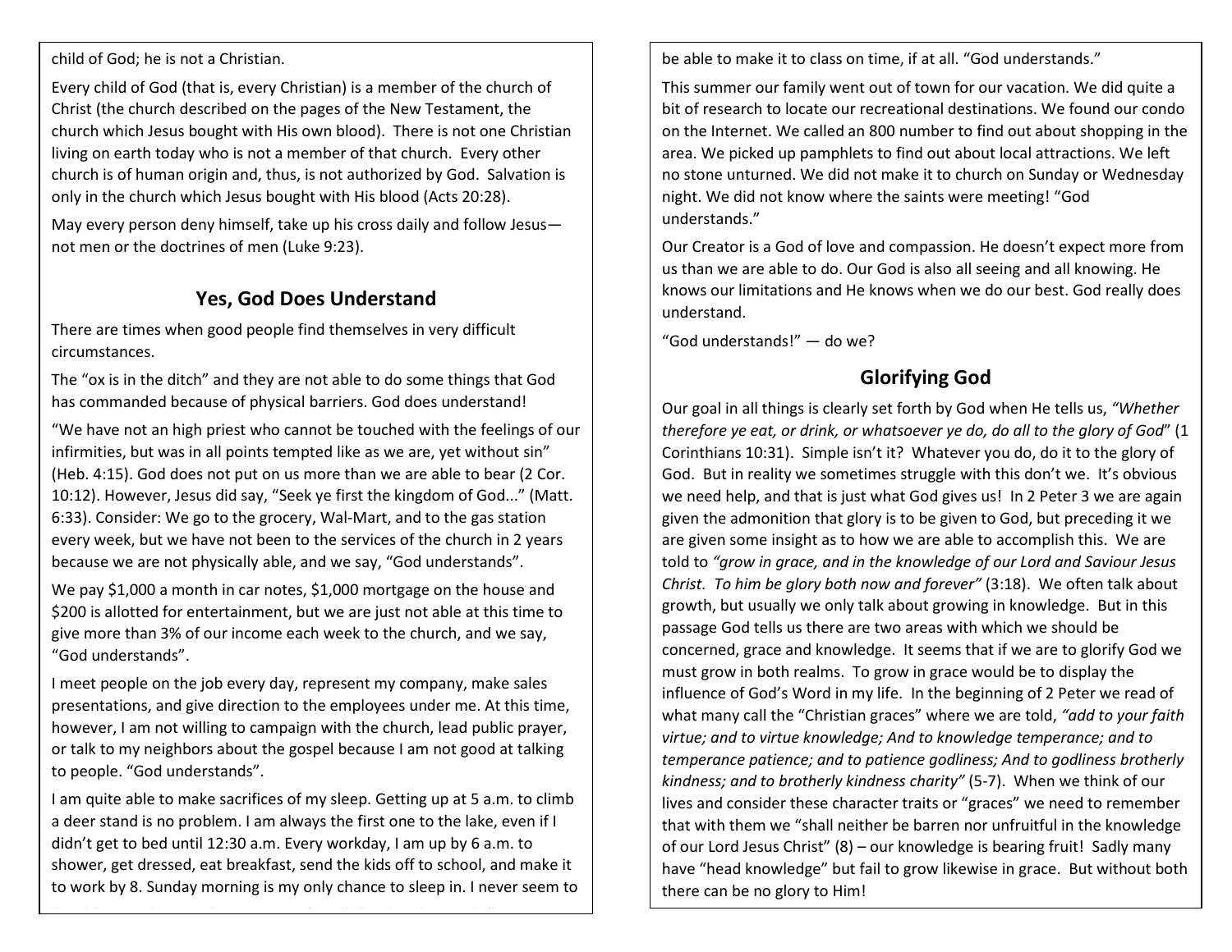child of God; he is not a Christian.

Every child of God (that is, every Christian) is a member of the church of Christ (the church described on the pages of the New Testament, the church which Jesus bought with His own blood). There is not one Christian living on earth today who is not a member of that church. Every other church is of human origin and, thus, is not authorized by God. Salvation is only in the church which Jesus bought with His blood (Acts 20:28).

May every person deny himself, take up his cross daily and follow Jesus—not men or the doctrines of men (Luke 9:23).

## Yes, God Does Understand

There are times when good people find themselves in very difficult circumstances.

The "ox is in the ditch" and they are not able to do some things that God has commanded because of physical barriers. God does understand!

"We have not an high priest who cannot be touched with the feelings of our infirmities, but was in all points tempted like as we are, yet without sin" (Heb. 4:15). God does not put on us more than we are able to bear (2 Cor. 10:12). However, Jesus did say, "Seek ye first the kingdom of God..." (Matt. 6:33). Consider: We go to the grocery, Wal-Mart, and to the gas station every week, but we have not been to the services of the church in 2 years because we are not physically able, and we say, "God understands".

We pay $1,000 a month in car notes, $1,000 mortgage on the house and $200 is allotted for entertainment, but we are just not able at this time to give more than 3% of our income each week to the church, and we say, "God understands".

I meet people on the job every day, represent my company, make sales presentations, and give direction to the employees under me. At this time, however, I am not willing to campaign with the church, lead public prayer, or talk to my neighbors about the gospel because I am not good at talking to people. "God understands".

I am quite able to make sacrifices of my sleep. Getting up at 5 a.m. to climb a deer stand is no problem. I am always the first one to the lake, even if I didn't get to bed until 12:30 a.m. Every workday, I am up by 6 a.m. to shower, get dressed, eat breakfast, send the kids off to school, and make it to work by 8. Sunday morning is my only chance to sleep in. I never seem to be able to make it to class on time, if at all. "God understands."

This summer our family went out of town for our vacation. We did quite a bit of research to locate our recreational destinations. We found our condo on the Internet. We called an 800 number to find out about shopping in the area. We picked up pamphlets to find out about local attractions. We left no stone unturned. We did not make it to church on Sunday or Wednesday night. We did not know where the saints were meeting! "God understands."

Our Creator is a God of love and compassion. He doesn't expect more from us than we are able to do. Our God is also all seeing and all knowing. He knows our limitations and He knows when we do our best. God really does understand.

"God understands!" — do we?

## Glorifying God

Our goal in all things is clearly set forth by God when He tells us, *"Whether therefore ye eat, or drink, or whatsoever ye do, do all to the glory of God"* (1 Corinthians 10:31). Simple isn't it? Whatever you do, do it to the glory of God. But in reality we sometimes struggle with this don't we. It's obvious we need help, and that is just what God gives us! In 2 Peter 3 we are again given the admonition that glory is to be given to God, but preceding it we are given some insight as to how we are able to accomplish this. We are told to *"grow in grace, and in the knowledge of our Lord and Saviour Jesus Christ. To him be glory both now and forever"* (3:18). We often talk about growth, but usually we only talk about growing in knowledge. But in this passage God tells us there are two areas with which we should be concerned, grace and knowledge. It seems that if we are to glorify God we must grow in both realms. To grow in grace would be to display the influence of God's Word in my life. In the beginning of 2 Peter we read of what many call the "Christian graces" where we are told, *"add to your faith virtue; and to virtue knowledge; And to knowledge temperance; and to temperance patience; and to patience godliness; And to godliness brotherly kindness; and to brotherly kindness charity"* (5-7). When we think of our lives and consider these character traits or "graces" we need to remember that with them we "shall neither be barren nor unfruitful in the knowledge of our Lord Jesus Christ" (8) – our knowledge is bearing fruit! Sadly many have "head knowledge" but fail to grow likewise in grace. But without both there can be no glory to Him!